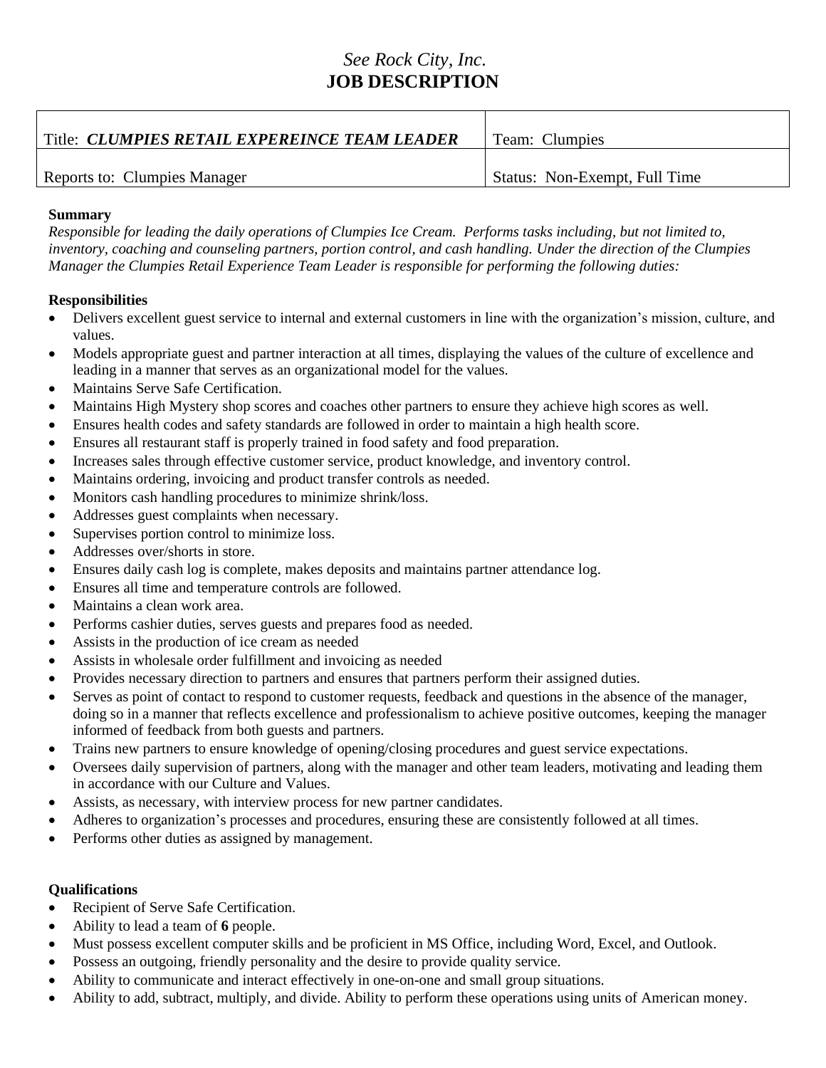*See Rock City, Inc.*

# JOB DESCRIPTION

| Title: ***CLUMPIES RETAIL EXPEREINCE TEAM LEADER*** | Team: Clumpies |
|---|---|
| Reports to: Clumpies Manager | Status: Non-Exempt, Full Time |

**Summary**

*Responsible for leading the daily operations of Clumpies Ice Cream. Performs tasks including, but not limited to, inventory, coaching and counseling partners, portion control, and cash handling. Under the direction of the Clumpies Manager the Clumpies Retail Experience Team Leader is responsible for performing the following duties:*

**Responsibilities**

- Delivers excellent guest service to internal and external customers in line with the organization's mission, culture, and values.
- Models appropriate guest and partner interaction at all times, displaying the values of the culture of excellence and leading in a manner that serves as an organizational model for the values.
- Maintains Serve Safe Certification.
- Maintains High Mystery shop scores and coaches other partners to ensure they achieve high scores as well.
- Ensures health codes and safety standards are followed in order to maintain a high health score.
- Ensures all restaurant staff is properly trained in food safety and food preparation.
- Increases sales through effective customer service, product knowledge, and inventory control.
- Maintains ordering, invoicing and product transfer controls as needed.
- Monitors cash handling procedures to minimize shrink/loss.
- Addresses guest complaints when necessary.
- Supervises portion control to minimize loss.
- Addresses over/shorts in store.
- Ensures daily cash log is complete, makes deposits and maintains partner attendance log.
- Ensures all time and temperature controls are followed.
- Maintains a clean work area.
- Performs cashier duties, serves guests and prepares food as needed.
- Assists in the production of ice cream as needed
- Assists in wholesale order fulfillment and invoicing as needed
- Provides necessary direction to partners and ensures that partners perform their assigned duties.
- Serves as point of contact to respond to customer requests, feedback and questions in the absence of the manager, doing so in a manner that reflects excellence and professionalism to achieve positive outcomes, keeping the manager informed of feedback from both guests and partners.
- Trains new partners to ensure knowledge of opening/closing procedures and guest service expectations.
- Oversees daily supervision of partners, along with the manager and other team leaders, motivating and leading them in accordance with our Culture and Values.
- Assists, as necessary, with interview process for new partner candidates.
- Adheres to organization's processes and procedures, ensuring these are consistently followed at all times.
- Performs other duties as assigned by management.

**Qualifications**

- Recipient of Serve Safe Certification.
- Ability to lead a team of **6** people.
- Must possess excellent computer skills and be proficient in MS Office, including Word, Excel, and Outlook.
- Possess an outgoing, friendly personality and the desire to provide quality service.
- Ability to communicate and interact effectively in one-on-one and small group situations.
- Ability to add, subtract, multiply, and divide. Ability to perform these operations using units of American money.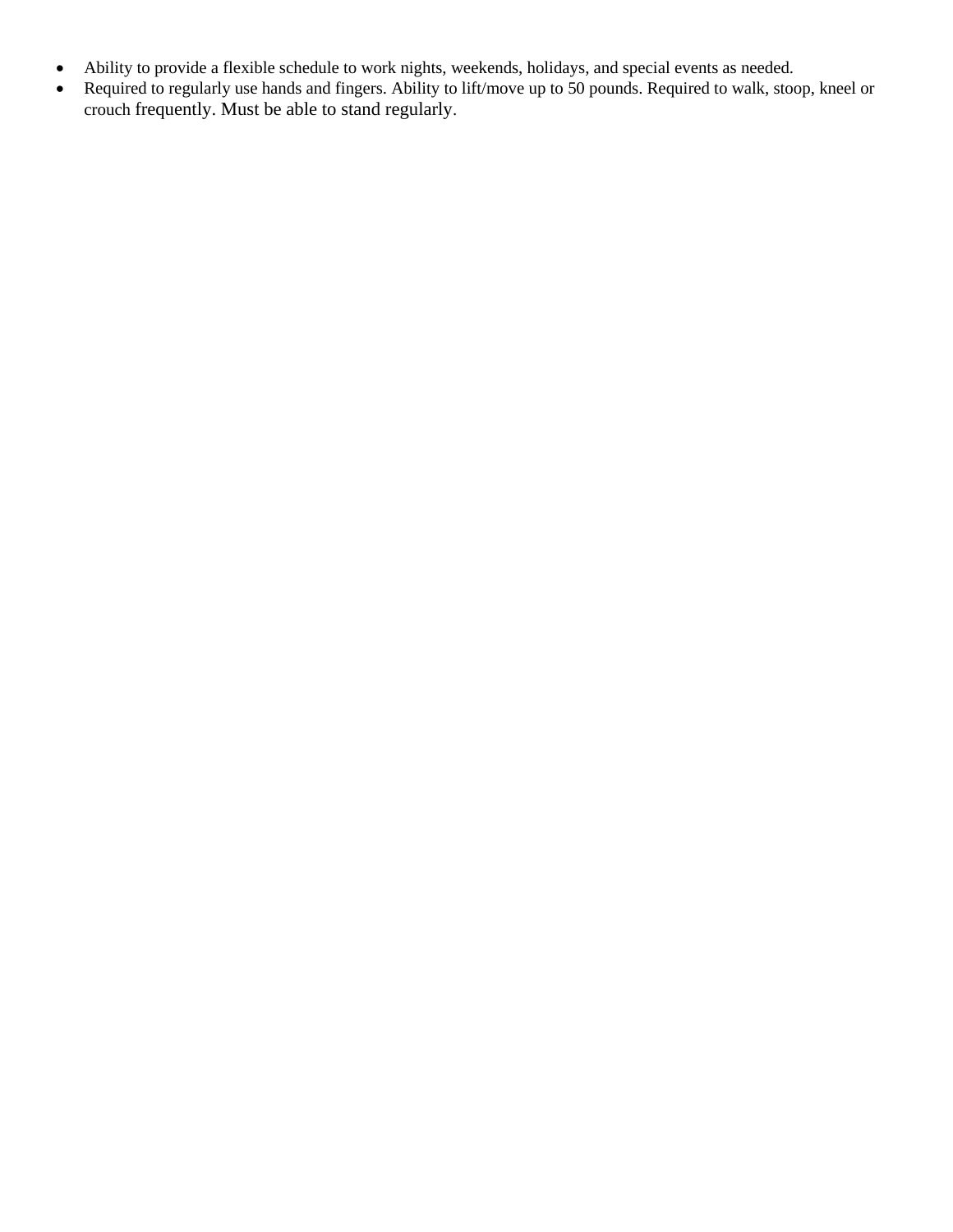- Ability to provide a flexible schedule to work nights, weekends, holidays, and special events as needed.
- Required to regularly use hands and fingers. Ability to lift/move up to 50 pounds. Required to walk, stoop, kneel or crouch frequently. Must be able to stand regularly.